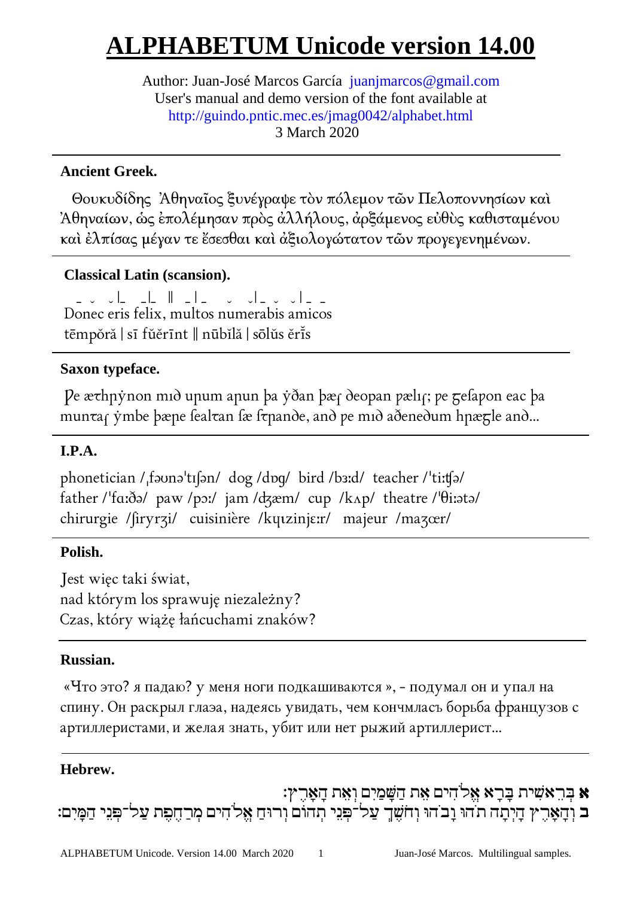# ALPHABETUM Unicode version 14.00

Author: Juan-José Marcos García juanjmarcos@gmail.com
User's manual and demo version of the font available at
http://guindo.pntic.mec.es/jmag0042/alphabet.html
3 March 2020

---

**Ancient Greek.**

Θουκυδίδης Ἀθηναῖος ξυνέγραψε τὸν πόλεμον τῶν Πελοποννησίων καὶ Ἀθηναίων, ὡς ἐπολέμησαν πρὸς ἀλλήλους, ἀρξάμενος εὐθὺς καθισταμένου καὶ ἐλπίσας μέγαν τε ἔσεσθαι καὶ ἀξιολογώτατον τῶν προγεγενημένων.

---

**Classical Latin (scansion).**

‒ ⏑ ⏑ | ‒ ‒ | ‒ ‖ ‒ | ‒ ⏑ ⏑ | ‒ ⏑ ⏑ | ‒ ‒
Donec eris felix, multos numerabis amicos
tēmpŏră | sī fŭĕrīnt ‖ nūbĭlă | sōlŭs ĕrĭ̄s

---

**Saxon typeface.**

Ƿe æꞇhꞃẏnon mıꝺ uꞃum aꞃun ꝥa ẏðan ꝥæꞅ ꝺeoꝑan ꝑælıꞅ; ꝑe ᵹeꞅaꝑon eac ꝥa munꞇaꞅ ẏmbe ꝥæꞃe ꞅealꞇan ꞅæ ꞅꞇꞃanꝺe, anꝺ ꝑe mıꝺ aꝺeneꝺum hꞃæᵹle anꝺ...

---

**I.P.A.**

phonetician /ˌfəʊnəˈtɪʃən/ dog /dɒg/ bird /bɜːd/ teacher /ˈtiːʧə/
father /ˈfɑːðə/ paw /pɔː/ jam /ʤæm/ cup /kʌp/ theatre /ˈθiːətə/
chirurgie /ʃiryrʒi/ cuisinière /kɥizinjɛːr/ majeur /maʒœr/

---

**Polish.**

Jest więc taki świat,
nad którym los sprawuję niezależny?
Czas, który wiążę łańcuchami znaków?

---

**Russian.**

«Что это? я падаю? у меня ноги подкашиваются », - подумал он и упал на спину. Он раскрыл глаэа, надеясь увидать, чем кончмласъ борьба французов с артиллеристами, и желая знать, убит или нет рыжий артиллерист...

---

**Hebrew.**

**א** בְּרֵאשִׁית בָּרָא אֱלֹהִים אֵת הַשָּׁמַיִם וְאֵת הָאָרֶץ׃
**ב** וְהָאָרֶץ הָיְתָה תֹהוּ וָבֹהוּ וְחֹשֶׁךְ עַל־פְּנֵי תְהוֹם וְרוּחַ אֱלֹהִים מְרַחֶפֶת עַל־פְּנֵי הַמָּיִם׃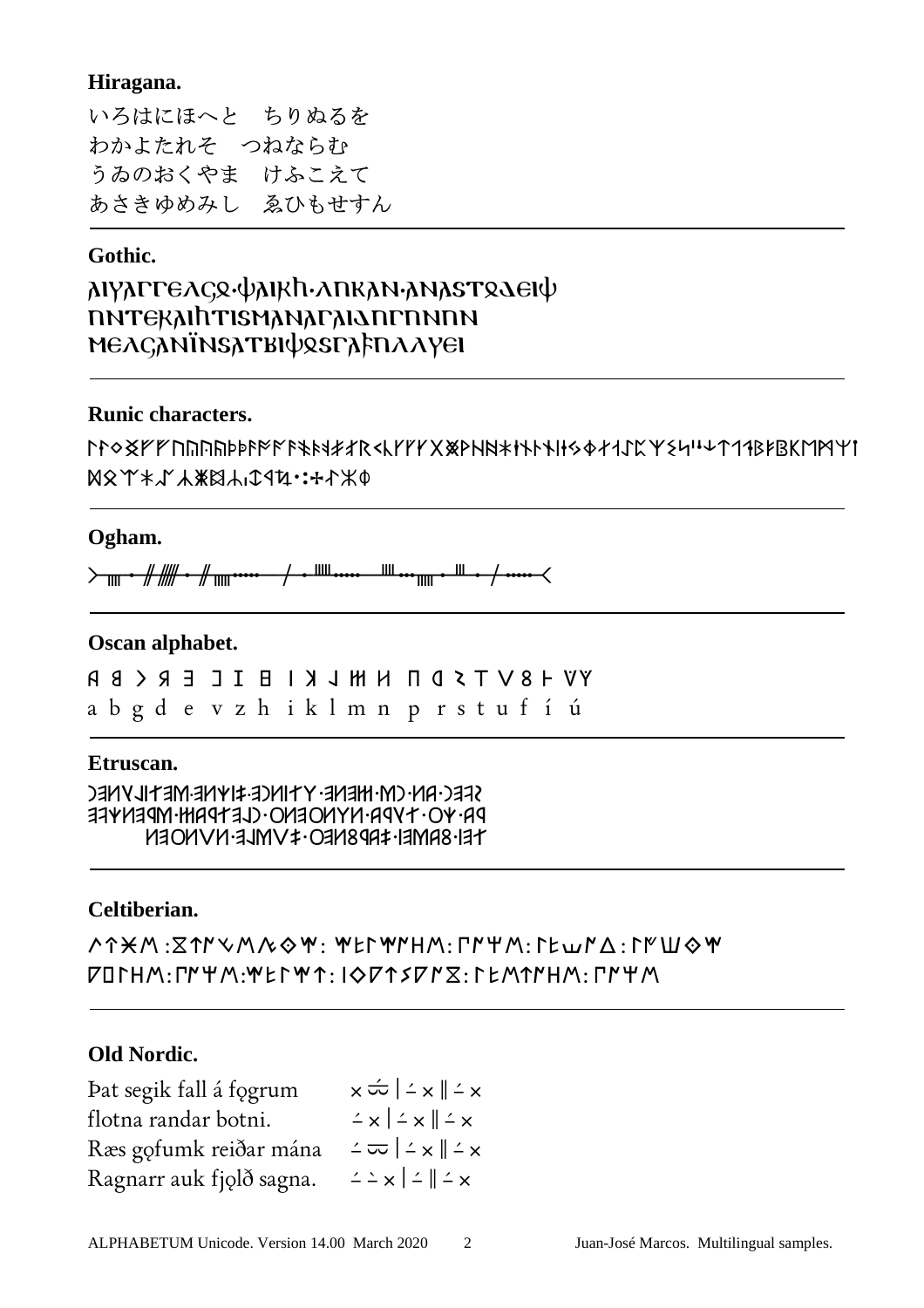**Hiragana.**

いろはにほへと　ちりぬるを
わかよたれそ　つねならむ
うゐのおくやま　けふこえて
あさきゆめみし　ゑひもせすん

---

**Gothic.**

𐌰𐌹𐍅𐌰𐌲𐌲𐌴𐌻𐌾𐍉·𐌸𐌰𐌹𐍂𐌷·𐌻𐌿𐌺𐌰𐌽·𐌰𐌽𐌰𐍃𐍄𐍉𐌳𐌴𐌹𐌸
𐌿𐌽𐍄𐌴𐍂𐌰𐌹𐌷𐍄𐌹𐍃𐌼𐌰𐌽𐌰𐌲𐌰𐌹𐌳𐌿𐌲𐌿𐌽𐌽𐌿𐌽
𐌼𐌴𐌻𐌾𐌰𐌽𐌹̈𐌽𐍃𐌰𐍄𐌱𐌹𐌸𐍉𐍃𐌲𐌰𐍆𐌿𐌻𐌻𐌰𐍅𐌴𐌹

---

**Runic characters.**

ᚠᚡᚢᚣᚤᚥᚦᚧᚨᚩᚪᚫᚬᚭᚮᚯᚰᚱᚲᚳᚴᚵᚶᚷᚸᚹᚺᚻᚼᚽᚾᚿᛀᛁᛂᛃᛄᛅᛆᛇᛈᛉᛊᛋᛌᛍᛎᛏᛐᛑᛒᛓᛔᛕᛖᛗᛘᛙᛚ
ᛛᛜᛝᛞᛟᛠᛡᛢᛣᛤᛥᛦᛧᛨᛩᛪ᛫᛬᛭ᛮᛯᛰ

---

**Ogham.**

᚛ᚄᚐᚌᚎᚐᚌᚄᚔ ᚋᚐᚊᚔ ᚉᚒᚄᚐᚈᚐᚋᚔ᚜

---

**Oscan alphabet.**

𐌀 𐌁 𐌂 𐌃 𐌄 𐌅 𐌆 𐌇 𐌉 𐌊 𐌋 𐌌 𐌍 𐌐 𐌓 𐌔 𐌕 𐌖 𐌚 𐌝 𐌞
a b g d e v z h i k l m n p r s t u f í ú

---

**Etruscan.**

ƆƎИV⅃IꓕƎM·ƎИΨI‡·ƎƆИIꓕY·ƎИƎH·MƆ·ИA·ƆƎƎƧ
ƎꓕΨИƎꟼM·HAꟼꓕƎ⅃·OИƎOИYИ·AꟼVꓕ·OΨ·Aꟼ
ИƎOИVИ·Ǝ⅃MV‡·OƎИ8ꟼA‡·IƎMA8·IƎꓕ

---

**Celtiberian.**

ΛΥЖΜ:⊠ΥΝ⋎ΜΛ◇Ψ: ΨΕΓΨΝΗΜ:ΓΝΨΜ:ΓΕωΝΔ:ΓΝШ◇Ψ
ᐁ⊡ΓΗΜ:ΓΝΨΜ:ΨΕΓΨΥ:Ι◇ᐁΥ⋜ᐁΝ⊠:ΓΕΜΥΝΗΜ:ΓΝΨΜ

---

**Old Nordic.**

| | |
|---|---|
| Þat segik fall á fǫgrum | × ⏗ \| ⏒ × ‖ ⏒ × |
| flotna randar botni. | ⏒ × \| ⏒ × ‖ ⏒ × |
| Ræs gǫfumk reiðar mána | ⏒ ⏕ \| ⏒ × ‖ ⏒ × |
| Ragnarr auk fjǫlð sagna. | ⏒ ⏒ × \| ⏒ ‖ ⏒ × |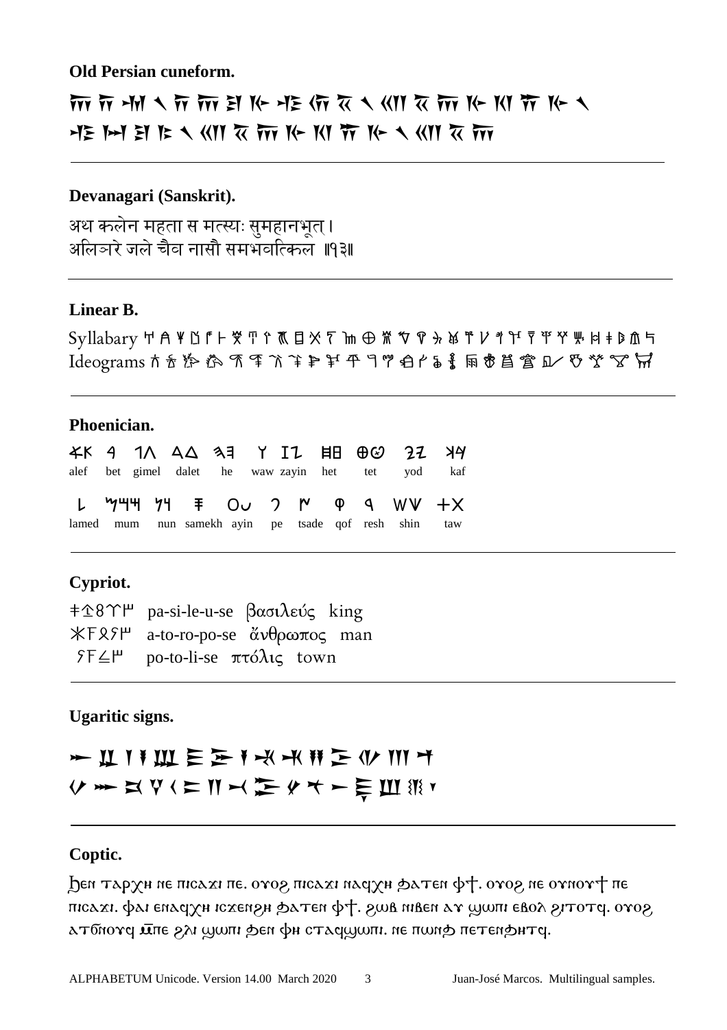**Old Persian cuneiform.**

𐎠𐎭𐎶 𐏐 𐎭𐎠𐎼𐎹𐎺𐎢𐏁 𐏐 𐎧𐏁𐎠𐎹𐎰𐎡𐎹 𐏐
𐎺𐏀𐎼𐎣 𐏐 𐎧𐏁𐎠𐎹𐎰𐎡𐎹 𐏐 𐎧𐏁𐎠

---

**Devanagari (Sanskrit).**

अथ कलेन महता स मत्स्यः सुमहानभूत् ।
अलिञ्जरे जले चैव नासौ समभवत्किल ॥१३॥

---

**Linear B.**

Syllabary 𐀀 𐀁 𐀂 𐀃 𐀄 𐀅 𐀆 𐀇 𐀈 𐀉 𐀊 𐀋 𐀍 𐀎 𐀏 𐀐 𐀑 𐀒 𐀓 𐀔 𐀕 𐀖 𐀗 𐀘 𐀙 𐀚 𐀛 𐀜 𐀝 𐀞
Ideograms 𐂀 𐂁 𐂂 𐂃 𐂄 𐂅 𐂆 𐂇 𐂈 𐂉 𐂊 𐂋 𐂌 𐂍 𐂎 𐂏 𐂐 𐂑 𐂒 𐂓 𐂔 𐂕 𐂖 𐂗 𐂘

---

**Phoenician.**

| 𐤀 | 𐤁 | 𐤂 | 𐤃 | 𐤄 | 𐤅 | 𐤆 | 𐤇 | 𐤈 | 𐤉 | 𐤊 |
|---|---|---|---|---|---|---|---|---|---|---|
| alef | bet | gimel | dalet | he | waw | zayin | het | tet | yod | kaf |

| 𐤋 | 𐤌 | 𐤍 | 𐤎 | 𐤏 | 𐤐 | 𐤑 | 𐤒 | 𐤓 | 𐤔 | 𐤕 |
|---|---|---|---|---|---|---|---|---|---|---|
| lamed | mum | nun | samekh | ayin | pe | tsade | qof | resh | shin | taw |

---

**Cypriot.**

𐠞𐠪𐠐𐠄𐠩 pa-si-le-u-se βασιλεύς king
𐠀𐠰𐠦𐠡𐠩 a-to-ro-po-se ἄνθρωπος man
𐠡𐠰𐠑𐠩 po-to-li-se πτόλις town

---

**Ugaritic signs.**

𐎀 𐎁 𐎂 𐎃 𐎄 𐎅 𐎆 𐎇 𐎈 𐎉 𐎊 𐎋 𐎌 𐎍
𐎎 𐎏 𐎐 𐎑 𐎒 𐎓 𐎔 𐎕 𐎖 𐎗 𐎘 𐎙 𐎚 𐎛 𐎜 𐎝 𐎟

---

**Coptic.**

Ϧⲉⲛ ⲧⲁⲣⲭⲏ ⲛⲉ ⲡⲓⲥⲁϫⲓ ⲡⲉ. ⲟⲩⲟϩ ⲡⲓⲥⲁϫⲓ ⲛⲁϥⲭⲏ ϧⲁⲧⲉⲛ ⲫϯ. ⲟⲩⲟϩ ⲛⲉ ⲟⲩⲛⲟⲩϯ ⲡⲉ ⲡⲓⲥⲁϫⲓ. ⲫⲁⲓ ⲉⲛⲁϥⲭⲏ ⲓⲥϫⲉⲛϩⲏ ϧⲁⲧⲉⲛ ⲫϯ. ϩⲱⲃ ⲛⲓⲃⲉⲛ ⲁⲩ ϣⲱⲡⲓ ⲉⲃⲟⲗ ϩⲓⲧⲟⲧϥ. ⲟⲩⲟϩ ⲁⲧϭⲛⲟⲩϥ ⲙ̄ⲡⲉ ϩⲗⲓ ϣⲱⲡⲓ ϧⲉⲛ ⲫⲏ ⲉⲧⲁϥϣⲱⲡⲓ. ⲛⲉ ⲡⲱⲛϧ ⲡⲉⲧⲉⲛϧⲏⲧϥ.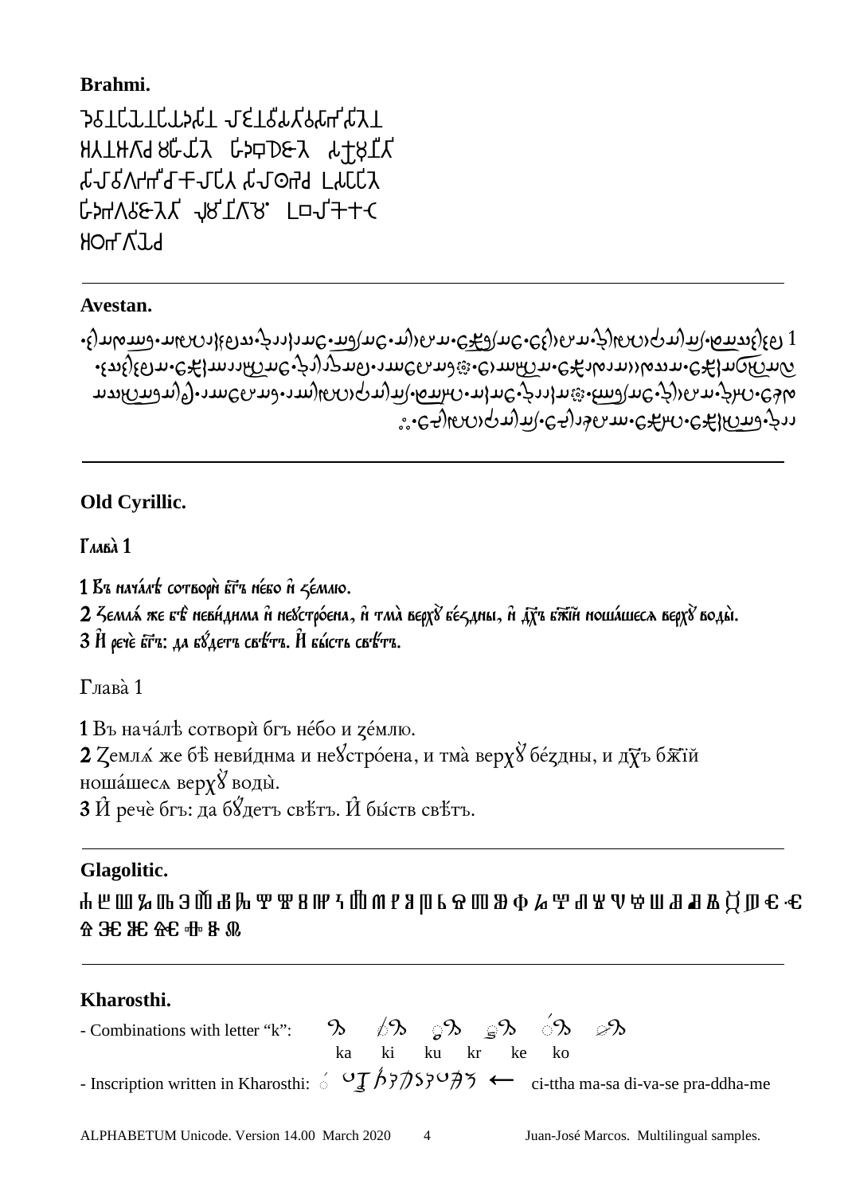**Brahmi.**

**Avestan.**

**Old Cyrillic.**

**Глава̀ 1**

**1** Въ нача́лѣ сотворѝ бгъ не́бо и ꙁе́млю.
**2** Ꙁемлѧ́ же бѣ̀ неви́днма и неꙋстро́ена, и҆ тма̀ верхꙋ̀ бе́ꙁдны, и҆ дх҃ъ бж҃ïй ноша́шесѧ верхꙋ̀ водъ̀.
**3** И҆ речѐ бгъ: да бꙋ́детъ свѣ́тъ. И҆ бы́сть свѣ́тъ.

Глава̀ 1

**1** Въ нача́лѣ сотворѝ бгъ не́бо и ꙁе́млю.
**2** Ꙁемлѧ́ же бѣ̀ неви́днма и неꙋстро́ена, и тма̀ верхꙋ̀ бе́ꙁдны, и дх҃ъ бж҃ïй ноша́шесѧ верхꙋ̀ водъ̀.
**3** И҆ речѐ бгъ: да бꙋ́детъ свѣ́тъ. И҆ бы́ств свѣ́тъ.

**Glagolitic.**

**Kharosthi.**

- Combinations with letter "k": 𐨐 𐨐𐨁 𐨐𐨂 𐨐𐨃 𐨐𐨅 𐨐𐨆 (ka ki ku kr ke ko)
- Inscription written in Kharosthi: ← ci-ttha ma-sa di-va-se pra-ddha-me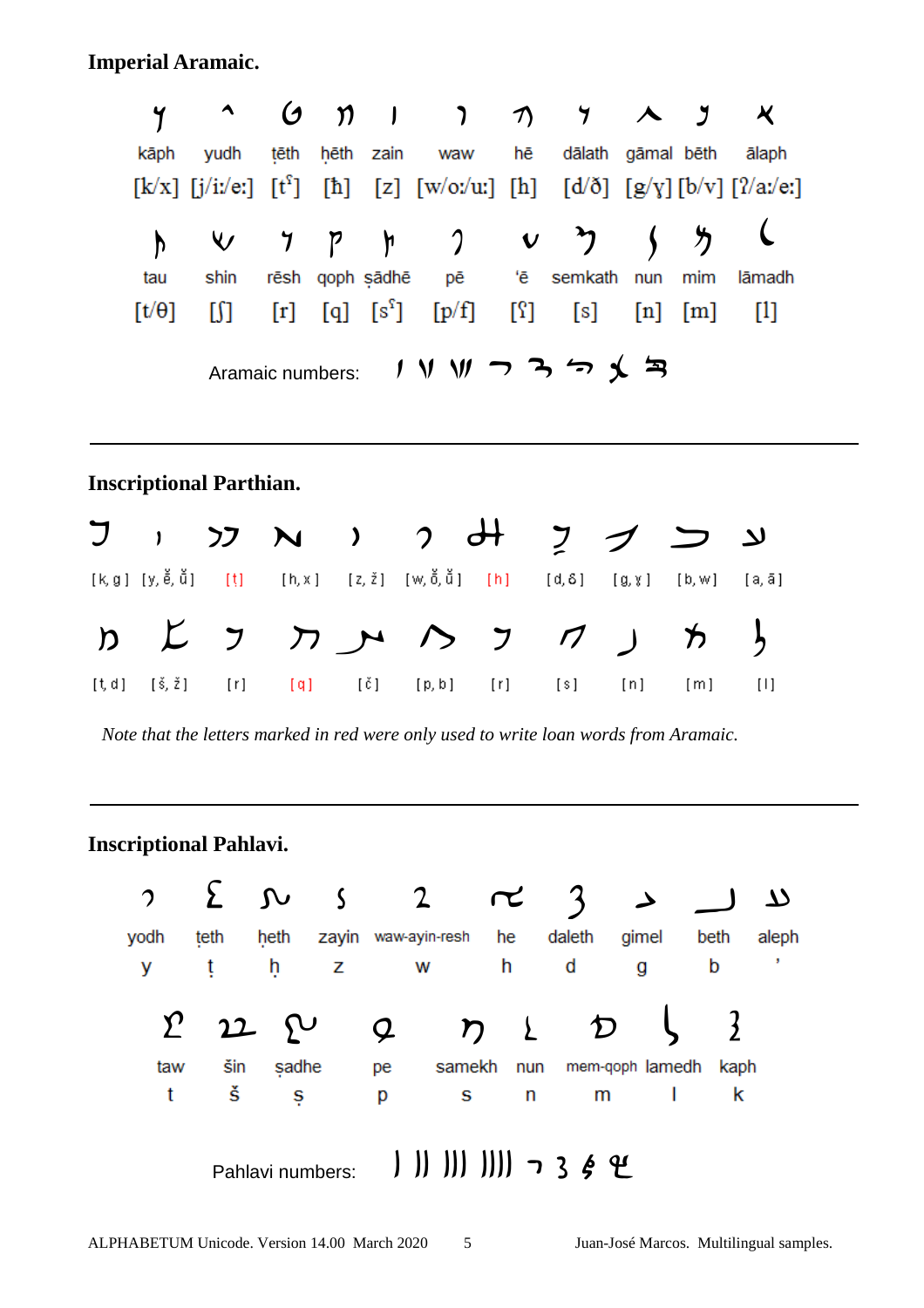**Imperial Aramaic.**

| 𐡊 | 𐡉 | 𐡈 | 𐡇 | 𐡆 | 𐡅 | 𐡄 | 𐡃 | 𐡂 | 𐡁 | 𐡀 |
|---|---|---|---|---|---|---|---|---|---|---|
| kāph | yudh | ṭēth | ḥēth | zain | waw | hē | dālath | gāmal | bēth | ālaph |
| [k/x] | [j/iː/eː] | [tˤ] | [ħ] | [z] | [w/oː/uː] | [h] | [d/ð] | [g/ɣ] | [b/v] | [ʔ/aː/eː] |

| 𐡕 | 𐡔 | 𐡓 | 𐡒 | 𐡑 | 𐡐 | 𐡏 | 𐡎 | 𐡍 | 𐡌 | 𐡋 |
|---|---|---|---|---|---|---|---|---|---|---|
| tau | shin | rēsh | qoph | ṣādhē | pē | ʿē | semkath | nun | mim | lāmadh |
| [t/θ] | [ʃ] | [r] | [q] | [sˤ] | [p/f] | [ʕ] | [s] | [n] | [m] | [l] |

Aramaic numbers: 𐡘 𐡙 𐡚 𐡛 𐡜 𐡝 𐡞 𐡟

---

**Inscriptional Parthian.**

| 𐭊 | 𐭉 | 𐭈 | 𐭇 | 𐭆 | 𐭅 | 𐭄 | 𐭃 | 𐭂 | 𐭁 | 𐭀 |
|---|---|---|---|---|---|---|---|---|---|---|
| [k, g] | [y, ĕ, ŭ] | [t] | [h, x] | [z, ž] | [w, ŏ, ŭ] | [h] | [d, δ] | [g, ɣ] | [b, w] | [a, ā] |

| 𐭕 | 𐭔 | 𐭓 | 𐭒 | 𐭑 | 𐭐 | 𐭏 | 𐭎 | 𐭍 | 𐭌 | 𐭋 |
|---|---|---|---|---|---|---|---|---|---|---|
| [t, d] | [š, ž] | [r] | [q] | [č] | [p, b] | [r] | [s] | [n] | [m] | [l] |

*Note that the letters marked in red were only used to write loan words from Aramaic.*

---

**Inscriptional Pahlavi.**

| 𐭩 | 𐭨 | 𐭧 | 𐭦 | 𐭥 | 𐭤 | 𐭣 | 𐭢 | 𐭡 | 𐭠 |
|---|---|---|---|---|---|---|---|---|---|
| yodh | teth | heth | zayin | waw-ayin-resh | he | daleth | gimel | beth | aleph |
| y | ṭ | ḥ | z | w | h | d | g | b | ʾ |

| 𐭲 | 𐭱 | 𐭰 | 𐭯 | 𐭮 | 𐭭 | 𐭬 | 𐭫 | 𐭪 |
|---|---|---|---|---|---|---|---|---|
| taw | šin | ṣadhe | pe | samekh | nun | mem-qoph | lamedh | kaph |
| t | š | ṣ | p | s | n | m | l | k |

Pahlavi numbers: 𐭸 𐭹 𐭺 𐭻 𐭼 𐭽 𐭾 𐭿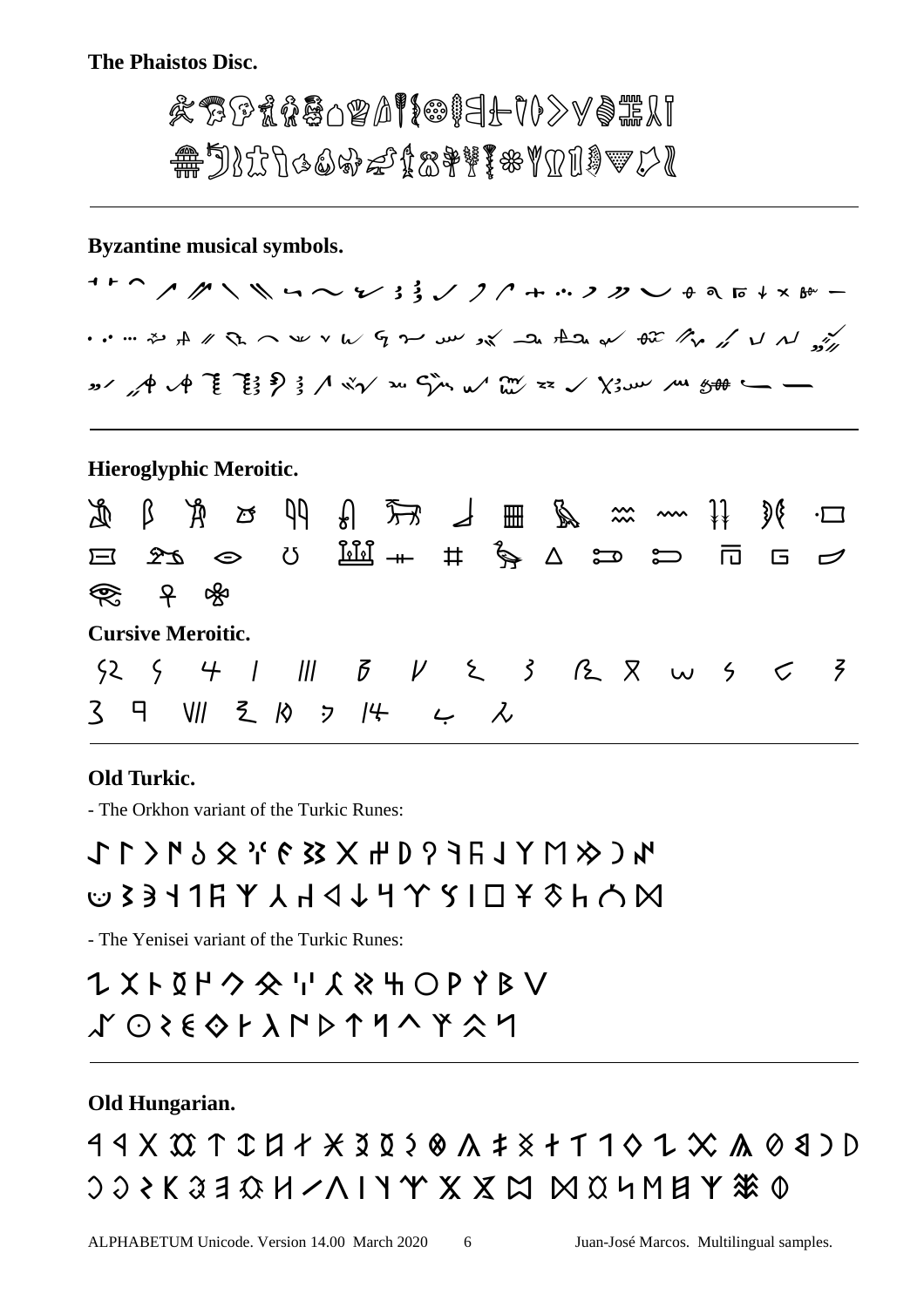**The Phaistos Disc.**

𐇐𐇑𐇒𐇓𐇔𐇕𐇖𐇗𐇘𐇙𐇚𐇛𐇜𐇝𐇞𐇟𐇠𐇡𐇢𐇣𐇤𐇥𐇦
𐇧𐇨𐇩𐇪𐇫𐇬𐇭𐇮𐇯𐇰𐇱𐇲𐇳𐇴𐇵𐇶𐇷𐇸𐇹𐇺𐇻𐇼

---

**Byzantine musical symbols.**

𝀀 𝀁 𝀂 𝀃 𝀄 𝀅 𝀆 𝀇 𝀈 𝀉 𝀊 𝀋 𝀌 𝀍 𝀎 𝀏 𝀐 𝀑 𝀒 𝀓 𝀔 𝀕 𝀖 𝀗 𝀘 𝀙 𝀚 𝀛
𝀜 𝀝 𝀞 𝀟 𝀠 𝀡 𝀢 𝀣 𝀤 𝀥 𝀦 𝀧 𝀨 𝀩 𝀪 𝀫 𝀬 𝀭 𝀮 𝀯 𝀰 𝀱 𝀲 𝀳 𝀴 𝀵 𝀶
𝀷 𝀸 𝀹 𝀺 𝀻 𝀼 𝀽 𝀾 𝀿 𝁀 𝁁 𝁂 𝁃 𝁄 𝁅 𝁆 𝁇 𝁈 𝁉 𝁊

---

**Hieroglyphic Meroitic.**

𐦀 𐦁 𐦂 𐦃 𐦄 𐦅 𐦆 𐦇 𐦈 𐦉 𐦊 𐦋 𐦌 𐦍 𐦎
𐦏 𐦐 𐦑 𐦒 𐦓 𐦔 𐦕 𐦖 𐦗 𐦘 𐦙 𐦚 𐦛 𐦜
𐦝 𐦞 𐦟

**Cursive Meroitic.**

𐦠 𐦡 𐦢 𐦣 𐦤 𐦥 𐦦 𐦧 𐦨 𐦩 𐦪 𐦫 𐦬 𐦭 𐦮
𐦯 𐦰 𐦱 𐦲 𐦳 𐦴 𐦵 𐦶 𐦷

---

**Old Turkic.**

- The Orkhon variant of the Turkic Runes:

𐰀 𐰃 𐰆 𐰇 𐰉 𐰋 𐰍 𐰏 𐰑 𐰓 𐰔 𐰖 𐰘 𐰚 𐰜 𐰞 𐰠 𐰡 𐰢 𐰣
𐰤 𐰦 𐰨 𐰪 𐰬 𐰭 𐰯 𐰱 𐰲 𐰴 𐰶 𐰸 𐰺 𐰼 𐰽 𐰾 𐰿 𐱁 𐱃 𐱅 𐱇 𐱈

- The Yenisei variant of the Turkic Runes:

𐰁 𐰂 𐰄 𐰅 𐰈 𐰊 𐰌 𐰎 𐰐 𐰒 𐰕 𐰗 𐰙 𐰛 𐰝
𐰟 𐰥 𐰧 𐰩 𐰫 𐰮 𐰰 𐰳 𐰵 𐰷 𐰹 𐰻 𐱀 𐱂

---

**Old Hungarian.**

𐲀 𐲁 𐲂 𐲃 𐲄 𐲅 𐲆 𐲇 𐲈 𐲉 𐲊 𐲋 𐲌 𐲍 𐲎 𐲏 𐲐 𐲑 𐲒 𐲓 𐲔 𐲕 𐲖 𐲗 𐲘
𐲙 𐲚 𐲛 𐲜 𐲝 𐲞 𐲟 𐲠 𐲡 𐲢 𐲣 𐲤 𐲥 𐲦 𐲧 𐲨 𐲩 𐲪 𐲫 𐲬 𐲭 𐲮 𐲯 𐲰 𐲱 𐲲

ALPHABETUM Unicode. Version 14.00 March 2020 Juan-José Marcos. Multilingual samples.